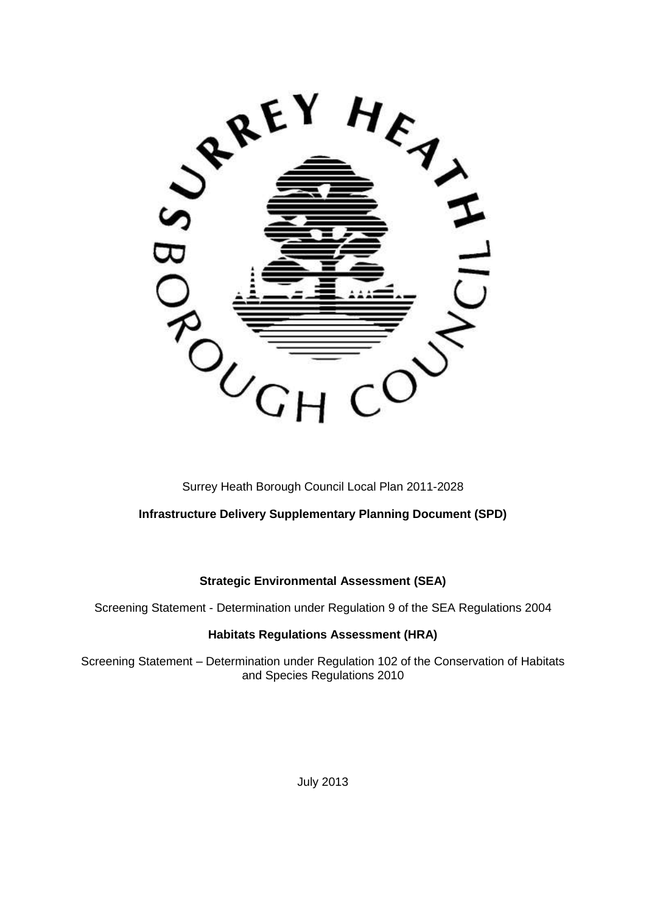Surrey Heath Borough Council Local Plan 2011-2028

**Infrastructure Delivery Supplementary Planning Document (SPD)**

**Strategic Environmental Assessment (SEA)**

Screening Statement - Determination under Regulation 9 of the SEA Regulations 2004

**Habitats Regulations Assessment (HRA)**

Screening Statement – Determination under Regulation 102 of the Conservation of Habitats and Species Regulations 2010

July 2013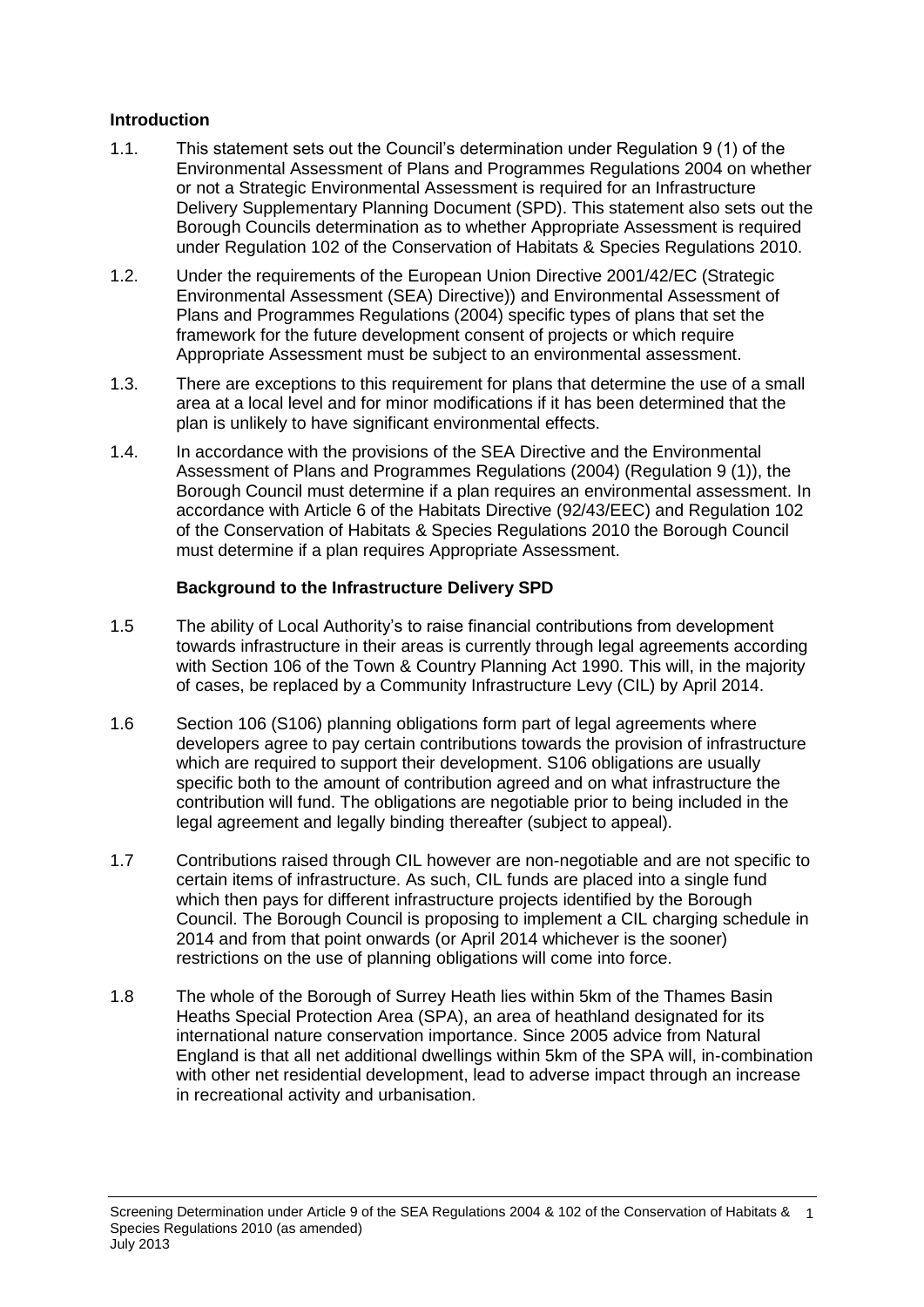## Introduction

1.1. This statement sets out the Council's determination under Regulation 9 (1) of the Environmental Assessment of Plans and Programmes Regulations 2004 on whether or not a Strategic Environmental Assessment is required for an Infrastructure Delivery Supplementary Planning Document (SPD). This statement also sets out the Borough Councils determination as to whether Appropriate Assessment is required under Regulation 102 of the Conservation of Habitats & Species Regulations 2010.

1.2. Under the requirements of the European Union Directive 2001/42/EC (Strategic Environmental Assessment (SEA) Directive)) and Environmental Assessment of Plans and Programmes Regulations (2004) specific types of plans that set the framework for the future development consent of projects or which require Appropriate Assessment must be subject to an environmental assessment.

1.3. There are exceptions to this requirement for plans that determine the use of a small area at a local level and for minor modifications if it has been determined that the plan is unlikely to have significant environmental effects.

1.4. In accordance with the provisions of the SEA Directive and the Environmental Assessment of Plans and Programmes Regulations (2004) (Regulation 9 (1)), the Borough Council must determine if a plan requires an environmental assessment. In accordance with Article 6 of the Habitats Directive (92/43/EEC) and Regulation 102 of the Conservation of Habitats & Species Regulations 2010 the Borough Council must determine if a plan requires Appropriate Assessment.

### Background to the Infrastructure Delivery SPD

1.5 The ability of Local Authority's to raise financial contributions from development towards infrastructure in their areas is currently through legal agreements according with Section 106 of the Town & Country Planning Act 1990. This will, in the majority of cases, be replaced by a Community Infrastructure Levy (CIL) by April 2014.

1.6 Section 106 (S106) planning obligations form part of legal agreements where developers agree to pay certain contributions towards the provision of infrastructure which are required to support their development. S106 obligations are usually specific both to the amount of contribution agreed and on what infrastructure the contribution will fund. The obligations are negotiable prior to being included in the legal agreement and legally binding thereafter (subject to appeal).

1.7 Contributions raised through CIL however are non-negotiable and are not specific to certain items of infrastructure. As such, CIL funds are placed into a single fund which then pays for different infrastructure projects identified by the Borough Council. The Borough Council is proposing to implement a CIL charging schedule in 2014 and from that point onwards (or April 2014 whichever is the sooner) restrictions on the use of planning obligations will come into force.

1.8 The whole of the Borough of Surrey Heath lies within 5km of the Thames Basin Heaths Special Protection Area (SPA), an area of heathland designated for its international nature conservation importance. Since 2005 advice from Natural England is that all net additional dwellings within 5km of the SPA will, in-combination with other net residential development, lead to adverse impact through an increase in recreational activity and urbanisation.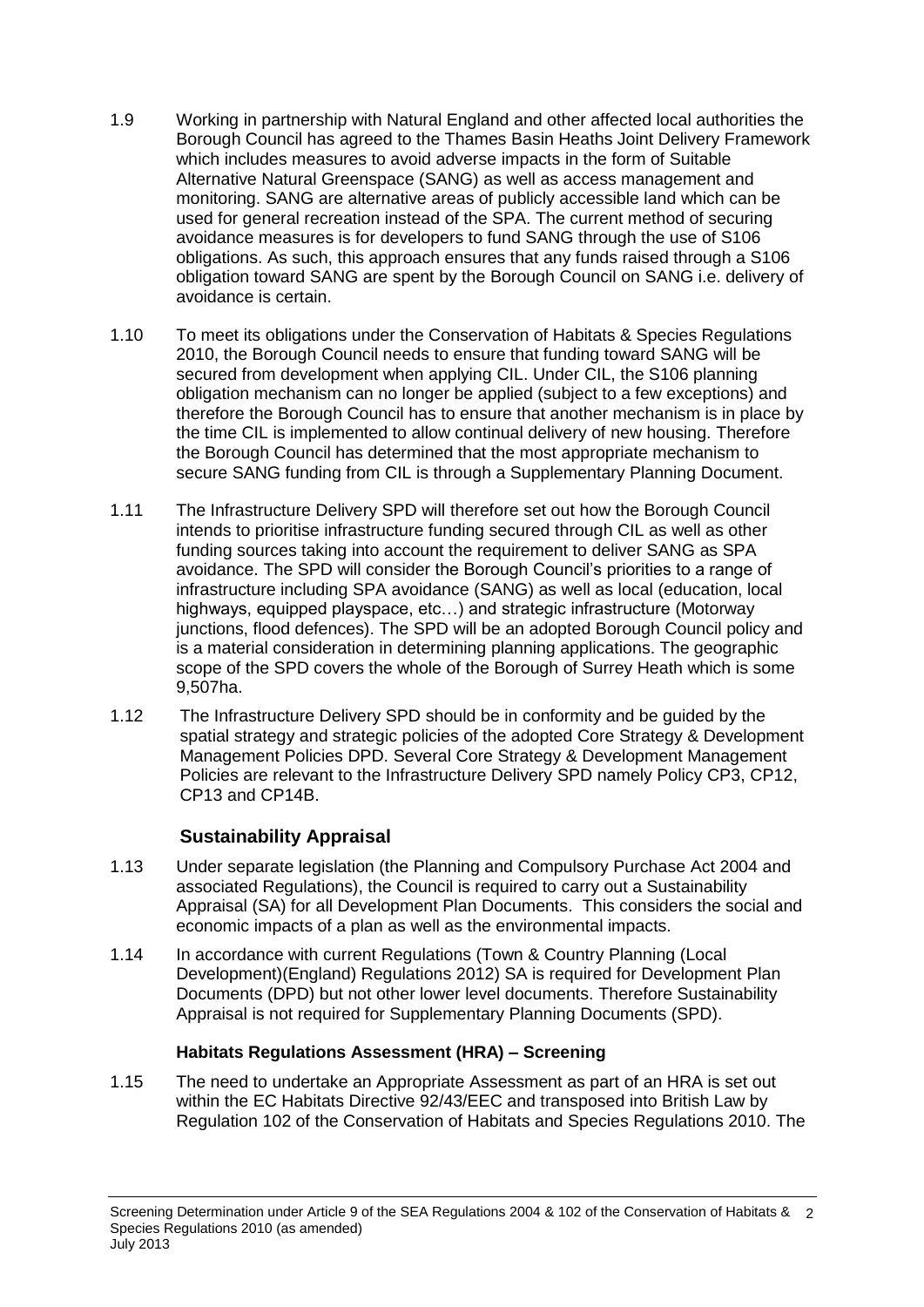1.9 Working in partnership with Natural England and other affected local authorities the Borough Council has agreed to the Thames Basin Heaths Joint Delivery Framework which includes measures to avoid adverse impacts in the form of Suitable Alternative Natural Greenspace (SANG) as well as access management and monitoring. SANG are alternative areas of publicly accessible land which can be used for general recreation instead of the SPA. The current method of securing avoidance measures is for developers to fund SANG through the use of S106 obligations. As such, this approach ensures that any funds raised through a S106 obligation toward SANG are spent by the Borough Council on SANG i.e. delivery of avoidance is certain.

1.10 To meet its obligations under the Conservation of Habitats & Species Regulations 2010, the Borough Council needs to ensure that funding toward SANG will be secured from development when applying CIL. Under CIL, the S106 planning obligation mechanism can no longer be applied (subject to a few exceptions) and therefore the Borough Council has to ensure that another mechanism is in place by the time CIL is implemented to allow continual delivery of new housing. Therefore the Borough Council has determined that the most appropriate mechanism to secure SANG funding from CIL is through a Supplementary Planning Document.

1.11 The Infrastructure Delivery SPD will therefore set out how the Borough Council intends to prioritise infrastructure funding secured through CIL as well as other funding sources taking into account the requirement to deliver SANG as SPA avoidance. The SPD will consider the Borough Council's priorities to a range of infrastructure including SPA avoidance (SANG) as well as local (education, local highways, equipped playspace, etc…) and strategic infrastructure (Motorway junctions, flood defences). The SPD will be an adopted Borough Council policy and is a material consideration in determining planning applications. The geographic scope of the SPD covers the whole of the Borough of Surrey Heath which is some 9,507ha.

1.12 The Infrastructure Delivery SPD should be in conformity and be guided by the spatial strategy and strategic policies of the adopted Core Strategy & Development Management Policies DPD. Several Core Strategy & Development Management Policies are relevant to the Infrastructure Delivery SPD namely Policy CP3, CP12, CP13 and CP14B.

## Sustainability Appraisal

1.13 Under separate legislation (the Planning and Compulsory Purchase Act 2004 and associated Regulations), the Council is required to carry out a Sustainability Appraisal (SA) for all Development Plan Documents. This considers the social and economic impacts of a plan as well as the environmental impacts.

1.14 In accordance with current Regulations (Town & Country Planning (Local Development)(England) Regulations 2012) SA is required for Development Plan Documents (DPD) but not other lower level documents. Therefore Sustainability Appraisal is not required for Supplementary Planning Documents (SPD).

### Habitats Regulations Assessment (HRA) – Screening

1.15 The need to undertake an Appropriate Assessment as part of an HRA is set out within the EC Habitats Directive 92/43/EEC and transposed into British Law by Regulation 102 of the Conservation of Habitats and Species Regulations 2010. The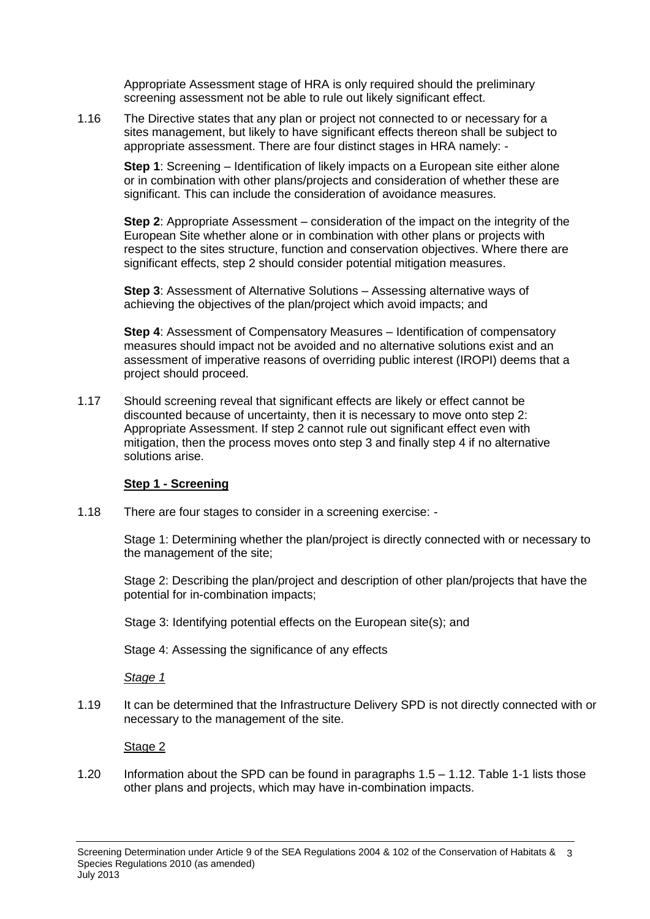Appropriate Assessment stage of HRA is only required should the preliminary screening assessment not be able to rule out likely significant effect.

1.16 The Directive states that any plan or project not connected to or necessary for a sites management, but likely to have significant effects thereon shall be subject to appropriate assessment. There are four distinct stages in HRA namely: -

**Step 1**: Screening – Identification of likely impacts on a European site either alone or in combination with other plans/projects and consideration of whether these are significant. This can include the consideration of avoidance measures.

**Step 2**: Appropriate Assessment – consideration of the impact on the integrity of the European Site whether alone or in combination with other plans or projects with respect to the sites structure, function and conservation objectives. Where there are significant effects, step 2 should consider potential mitigation measures.

**Step 3**: Assessment of Alternative Solutions – Assessing alternative ways of achieving the objectives of the plan/project which avoid impacts; and

**Step 4**: Assessment of Compensatory Measures – Identification of compensatory measures should impact not be avoided and no alternative solutions exist and an assessment of imperative reasons of overriding public interest (IROPI) deems that a project should proceed.

1.17 Should screening reveal that significant effects are likely or effect cannot be discounted because of uncertainty, then it is necessary to move onto step 2: Appropriate Assessment. If step 2 cannot rule out significant effect even with mitigation, then the process moves onto step 3 and finally step 4 if no alternative solutions arise.

**Step 1 - Screening**

1.18 There are four stages to consider in a screening exercise: -

Stage 1: Determining whether the plan/project is directly connected with or necessary to the management of the site;

Stage 2: Describing the plan/project and description of other plan/projects that have the potential for in-combination impacts;

Stage 3: Identifying potential effects on the European site(s); and

Stage 4: Assessing the significance of any effects

*Stage 1*

1.19 It can be determined that the Infrastructure Delivery SPD is not directly connected with or necessary to the management of the site.

Stage 2

1.20 Information about the SPD can be found in paragraphs 1.5 – 1.12. Table 1-1 lists those other plans and projects, which may have in-combination impacts.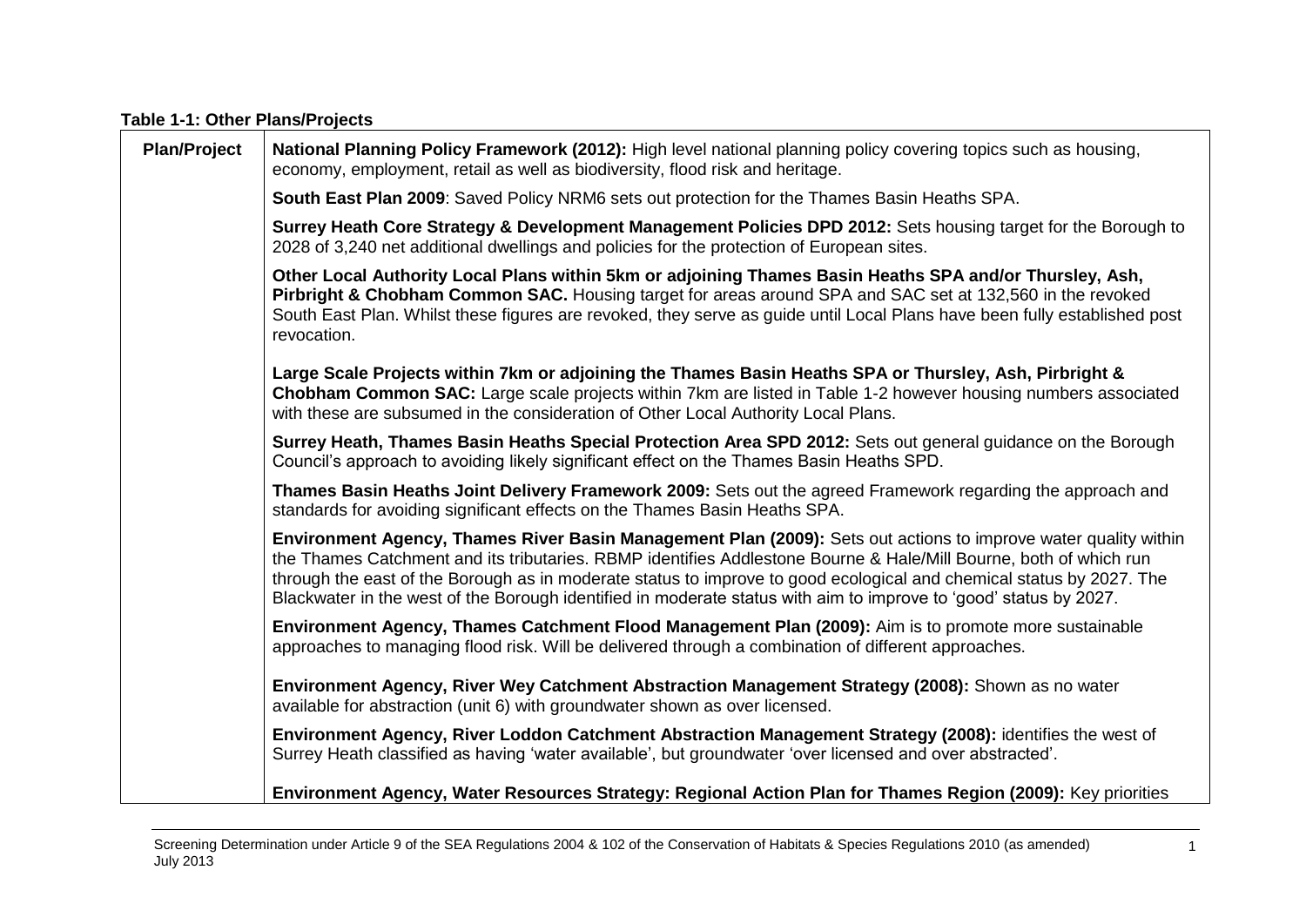**Table 1-1: Other Plans/Projects**

| Plan/Project | |
|---|---|
| | **National Planning Policy Framework (2012):** High level national planning policy covering topics such as housing, economy, employment, retail as well as biodiversity, flood risk and heritage. |
| | **South East Plan 2009**: Saved Policy NRM6 sets out protection for the Thames Basin Heaths SPA. |
| | **Surrey Heath Core Strategy & Development Management Policies DPD 2012:** Sets housing target for the Borough to 2028 of 3,240 net additional dwellings and policies for the protection of European sites. |
| | **Other Local Authority Local Plans within 5km or adjoining Thames Basin Heaths SPA and/or Thursley, Ash, Pirbright & Chobham Common SAC.** Housing target for areas around SPA and SAC set at 132,560 in the revoked South East Plan. Whilst these figures are revoked, they serve as guide until Local Plans have been fully established post revocation. |
| | **Large Scale Projects within 7km or adjoining the Thames Basin Heaths SPA or Thursley, Ash, Pirbright & Chobham Common SAC:** Large scale projects within 7km are listed in Table 1-2 however housing numbers associated with these are subsumed in the consideration of Other Local Authority Local Plans. |
| | **Surrey Heath, Thames Basin Heaths Special Protection Area SPD 2012:** Sets out general guidance on the Borough Council's approach to avoiding likely significant effect on the Thames Basin Heaths SPD. |
| | **Thames Basin Heaths Joint Delivery Framework 2009:** Sets out the agreed Framework regarding the approach and standards for avoiding significant effects on the Thames Basin Heaths SPA. |
| | **Environment Agency, Thames River Basin Management Plan (2009):** Sets out actions to improve water quality within the Thames Catchment and its tributaries. RBMP identifies Addlestone Bourne & Hale/Mill Bourne, both of which run through the east of the Borough as in moderate status to improve to good ecological and chemical status by 2027. The Blackwater in the west of the Borough identified in moderate status with aim to improve to 'good' status by 2027. |
| | **Environment Agency, Thames Catchment Flood Management Plan (2009):** Aim is to promote more sustainable approaches to managing flood risk. Will be delivered through a combination of different approaches. |
| | **Environment Agency, River Wey Catchment Abstraction Management Strategy (2008):** Shown as no water available for abstraction (unit 6) with groundwater shown as over licensed. |
| | **Environment Agency, River Loddon Catchment Abstraction Management Strategy (2008):** identifies the west of Surrey Heath classified as having 'water available', but groundwater 'over licensed and over abstracted'. |
| | **Environment Agency, Water Resources Strategy: Regional Action Plan for Thames Region (2009):** Key priorities |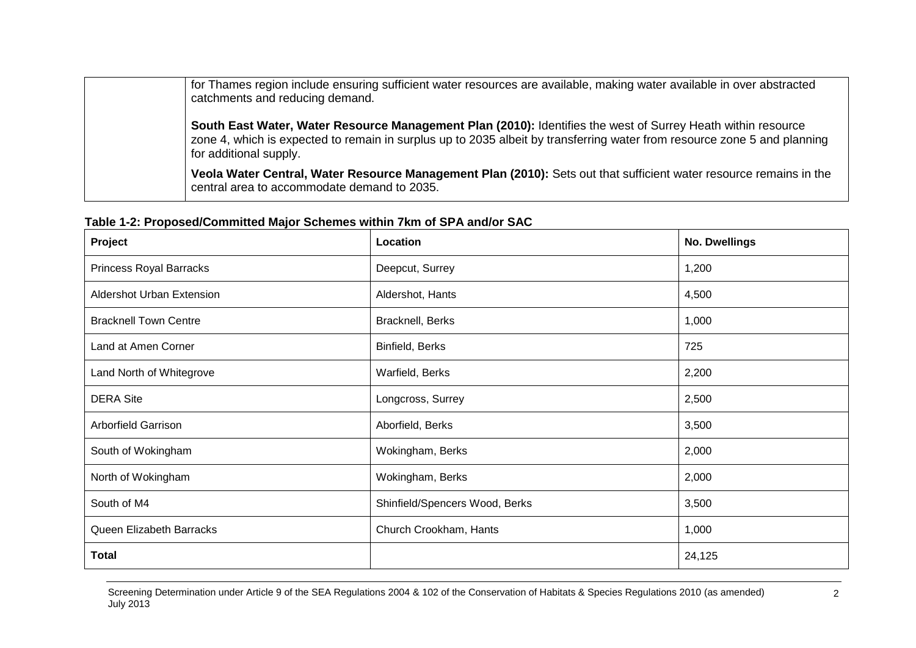| | for Thames region include ensuring sufficient water resources are available, making water available in over abstracted catchments and reducing demand.<br><br>**South East Water, Water Resource Management Plan (2010):** Identifies the west of Surrey Heath within resource zone 4, which is expected to remain in surplus up to 2035 albeit by transferring water from resource zone 5 and planning for additional supply.<br><br>**Veola Water Central, Water Resource Management Plan (2010):** Sets out that sufficient water resource remains in the central area to accommodate demand to 2035. |
|---|---|

**Table 1-2: Proposed/Committed Major Schemes within 7km of SPA and/or SAC**

| Project | Location | No. Dwellings |
|---|---|---|
| Princess Royal Barracks | Deepcut, Surrey | 1,200 |
| Aldershot Urban Extension | Aldershot, Hants | 4,500 |
| Bracknell Town Centre | Bracknell, Berks | 1,000 |
| Land at Amen Corner | Binfield, Berks | 725 |
| Land North of Whitegrove | Warfield, Berks | 2,200 |
| DERA Site | Longcross, Surrey | 2,500 |
| Arborfield Garrison | Aborfield, Berks | 3,500 |
| South of Wokingham | Wokingham, Berks | 2,000 |
| North of Wokingham | Wokingham, Berks | 2,000 |
| South of M4 | Shinfield/Spencers Wood, Berks | 3,500 |
| Queen Elizabeth Barracks | Church Crookham, Hants | 1,000 |
| **Total** | | 24,125 |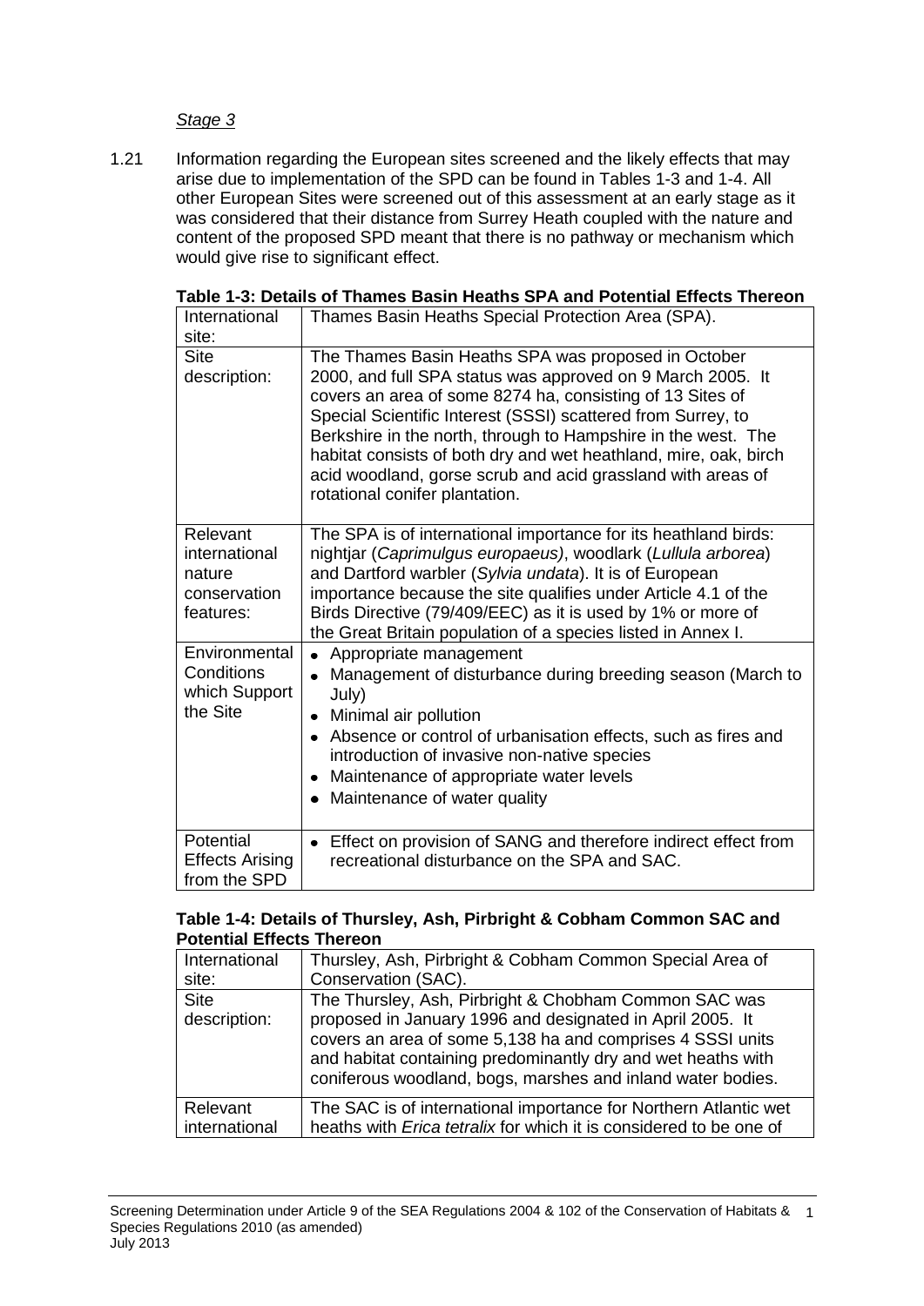*Stage 3*

1.21 Information regarding the European sites screened and the likely effects that may arise due to implementation of the SPD can be found in Tables 1-3 and 1-4. All other European Sites were screened out of this assessment at an early stage as it was considered that their distance from Surrey Heath coupled with the nature and content of the proposed SPD meant that there is no pathway or mechanism which would give rise to significant effect.

**Table 1-3: Details of Thames Basin Heaths SPA and Potential Effects Thereon**

| International site: | Thames Basin Heaths Special Protection Area (SPA). |
|---|---|
| Site description: | The Thames Basin Heaths SPA was proposed in October 2000, and full SPA status was approved on 9 March 2005. It covers an area of some 8274 ha, consisting of 13 Sites of Special Scientific Interest (SSSI) scattered from Surrey, to Berkshire in the north, through to Hampshire in the west. The habitat consists of both dry and wet heathland, mire, oak, birch acid woodland, gorse scrub and acid grassland with areas of rotational conifer plantation. |
| Relevant international nature conservation features: | The SPA is of international importance for its heathland birds: nightjar (*Caprimulgus europaeus*), woodlark (*Lullula arborea*) and Dartford warbler (*Sylvia undata*). It is of European importance because the site qualifies under Article 4.1 of the Birds Directive (79/409/EEC) as it is used by 1% or more of the Great Britain population of a species listed in Annex I. |
| Environmental Conditions which Support the Site | • Appropriate management<br>• Management of disturbance during breeding season (March to July)<br>• Minimal air pollution<br>• Absence or control of urbanisation effects, such as fires and introduction of invasive non-native species<br>• Maintenance of appropriate water levels<br>• Maintenance of water quality |
| Potential Effects Arising from the SPD | • Effect on provision of SANG and therefore indirect effect from recreational disturbance on the SPA and SAC. |

**Table 1-4: Details of Thursley, Ash, Pirbright & Cobham Common SAC and Potential Effects Thereon**

| International site: | Thursley, Ash, Pirbright & Cobham Common Special Area of Conservation (SAC). |
|---|---|
| Site description: | The Thursley, Ash, Pirbright & Chobham Common SAC was proposed in January 1996 and designated in April 2005. It covers an area of some 5,138 ha and comprises 4 SSSI units and habitat containing predominantly dry and wet heaths with coniferous woodland, bogs, marshes and inland water bodies. |
| Relevant international | The SAC is of international importance for Northern Atlantic wet heaths with *Erica tetralix* for which it is considered to be one of |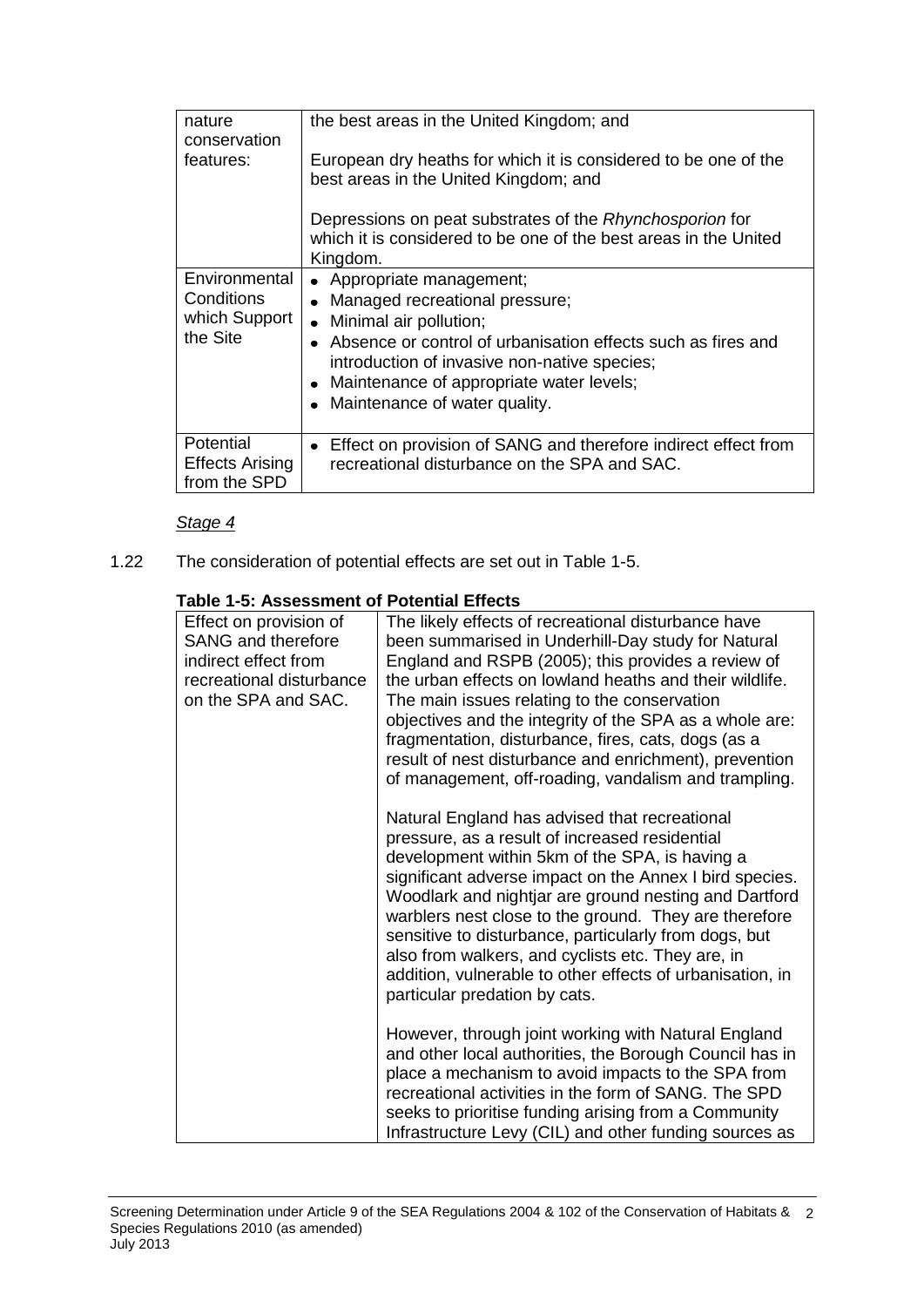| | |
|---|---|
| nature conservation features: | the best areas in the United Kingdom; and<br><br>European dry heaths for which it is considered to be one of the best areas in the United Kingdom; and<br><br>Depressions on peat substrates of the *Rhynchosporion* for which it is considered to be one of the best areas in the United Kingdom. |
| Environmental Conditions which Support the Site | • Appropriate management;<br>• Managed recreational pressure;<br>• Minimal air pollution;<br>• Absence or control of urbanisation effects such as fires and introduction of invasive non-native species;<br>• Maintenance of appropriate water levels;<br>• Maintenance of water quality. |
| Potential Effects Arising from the SPD | • Effect on provision of SANG and therefore indirect effect from recreational disturbance on the SPA and SAC. |

*Stage 4*

1.22 The consideration of potential effects are set out in Table 1-5.

**Table 1-5: Assessment of Potential Effects**

| | |
|---|---|
| Effect on provision of SANG and therefore indirect effect from recreational disturbance on the SPA and SAC. | The likely effects of recreational disturbance have been summarised in Underhill-Day study for Natural England and RSPB (2005); this provides a review of the urban effects on lowland heaths and their wildlife. The main issues relating to the conservation objectives and the integrity of the SPA as a whole are: fragmentation, disturbance, fires, cats, dogs (as a result of nest disturbance and enrichment), prevention of management, off-roading, vandalism and trampling.<br><br>Natural England has advised that recreational pressure, as a result of increased residential development within 5km of the SPA, is having a significant adverse impact on the Annex I bird species. Woodlark and nightjar are ground nesting and Dartford warblers nest close to the ground. They are therefore sensitive to disturbance, particularly from dogs, but also from walkers, and cyclists etc. They are, in addition, vulnerable to other effects of urbanisation, in particular predation by cats.<br><br>However, through joint working with Natural England and other local authorities, the Borough Council has in place a mechanism to avoid impacts to the SPA from recreational activities in the form of SANG. The SPD seeks to prioritise funding arising from a Community Infrastructure Levy (CIL) and other funding sources as |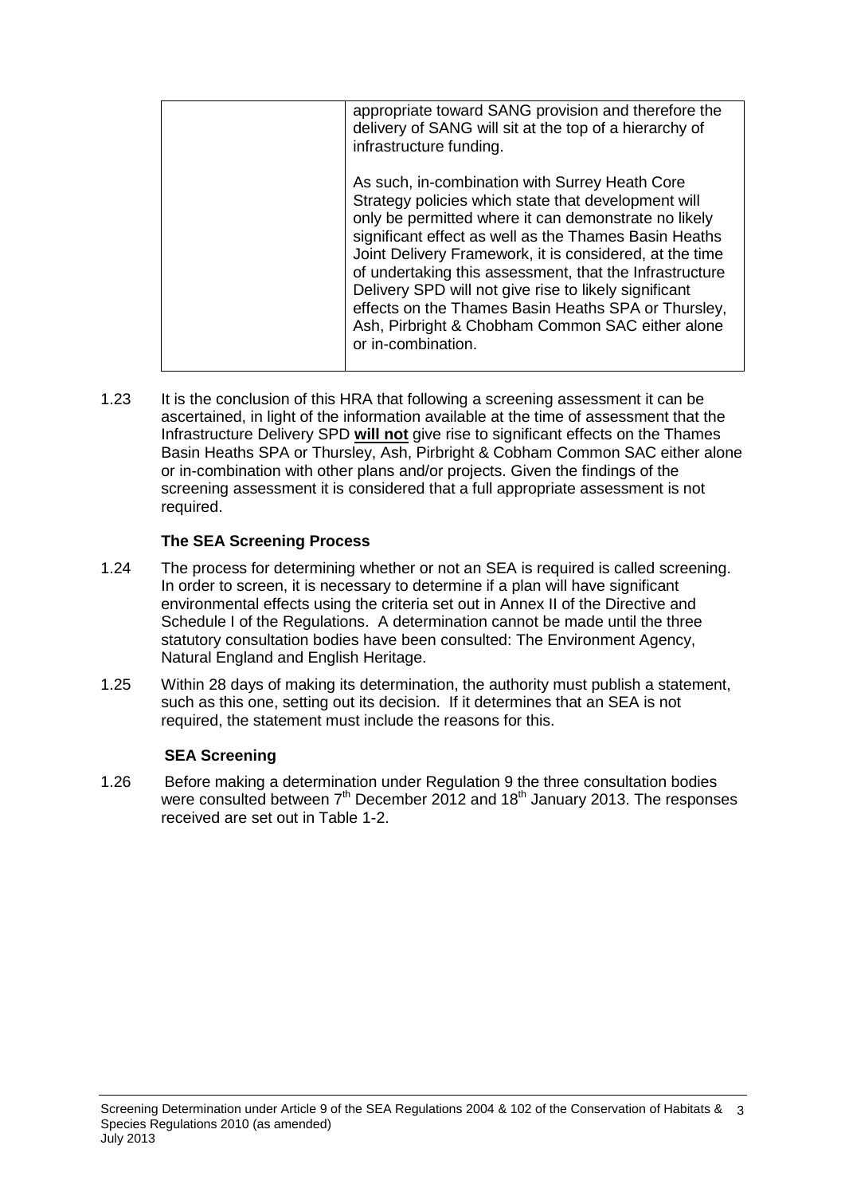|  | appropriate toward SANG provision and therefore the delivery of SANG will sit at the top of a hierarchy of infrastructure funding.<br><br>As such, in-combination with Surrey Heath Core Strategy policies which state that development will only be permitted where it can demonstrate no likely significant effect as well as the Thames Basin Heaths Joint Delivery Framework, it is considered, at the time of undertaking this assessment, that the Infrastructure Delivery SPD will not give rise to likely significant effects on the Thames Basin Heaths SPA or Thursley, Ash, Pirbright & Chobham Common SAC either alone or in-combination. |
|---|---|

1.23 It is the conclusion of this HRA that following a screening assessment it can be ascertained, in light of the information available at the time of assessment that the Infrastructure Delivery SPD **will not** give rise to significant effects on the Thames Basin Heaths SPA or Thursley, Ash, Pirbright & Cobham Common SAC either alone or in-combination with other plans and/or projects. Given the findings of the screening assessment it is considered that a full appropriate assessment is not required.

### The SEA Screening Process

1.24 The process for determining whether or not an SEA is required is called screening. In order to screen, it is necessary to determine if a plan will have significant environmental effects using the criteria set out in Annex II of the Directive and Schedule I of the Regulations. A determination cannot be made until the three statutory consultation bodies have been consulted: The Environment Agency, Natural England and English Heritage.

1.25 Within 28 days of making its determination, the authority must publish a statement, such as this one, setting out its decision. If it determines that an SEA is not required, the statement must include the reasons for this.

### SEA Screening

1.26 Before making a determination under Regulation 9 the three consultation bodies were consulted between 7th December 2012 and 18th January 2013. The responses received are set out in Table 1-2.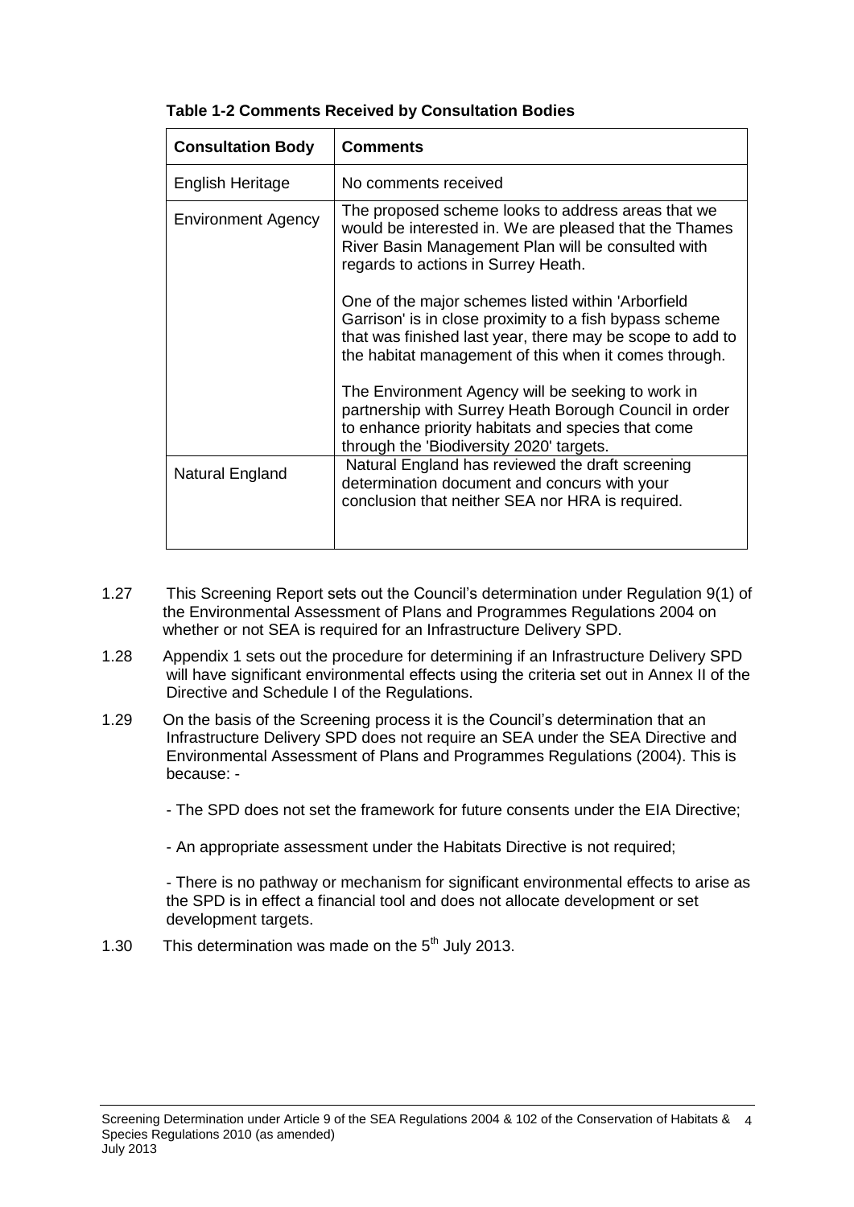**Table 1-2 Comments Received by Consultation Bodies**

| Consultation Body | Comments |
|---|---|
| English Heritage | No comments received |
| Environment Agency | The proposed scheme looks to address areas that we would be interested in. We are pleased that the Thames River Basin Management Plan will be consulted with regards to actions in Surrey Heath.<br><br>One of the major schemes listed within 'Arborfield Garrison' is in close proximity to a fish bypass scheme that was finished last year, there may be scope to add to the habitat management of this when it comes through.<br><br>The Environment Agency will be seeking to work in partnership with Surrey Heath Borough Council in order to enhance priority habitats and species that come through the 'Biodiversity 2020' targets. |
| Natural England | Natural England has reviewed the draft screening determination document and concurs with your conclusion that neither SEA nor HRA is required. |

1.27 This Screening Report sets out the Council's determination under Regulation 9(1) of the Environmental Assessment of Plans and Programmes Regulations 2004 on whether or not SEA is required for an Infrastructure Delivery SPD.

1.28 Appendix 1 sets out the procedure for determining if an Infrastructure Delivery SPD will have significant environmental effects using the criteria set out in Annex II of the Directive and Schedule I of the Regulations.

1.29 On the basis of the Screening process it is the Council's determination that an Infrastructure Delivery SPD does not require an SEA under the SEA Directive and Environmental Assessment of Plans and Programmes Regulations (2004). This is because: -

- The SPD does not set the framework for future consents under the EIA Directive;

- An appropriate assessment under the Habitats Directive is not required;

- There is no pathway or mechanism for significant environmental effects to arise as the SPD is in effect a financial tool and does not allocate development or set development targets.

1.30 This determination was made on the 5th July 2013.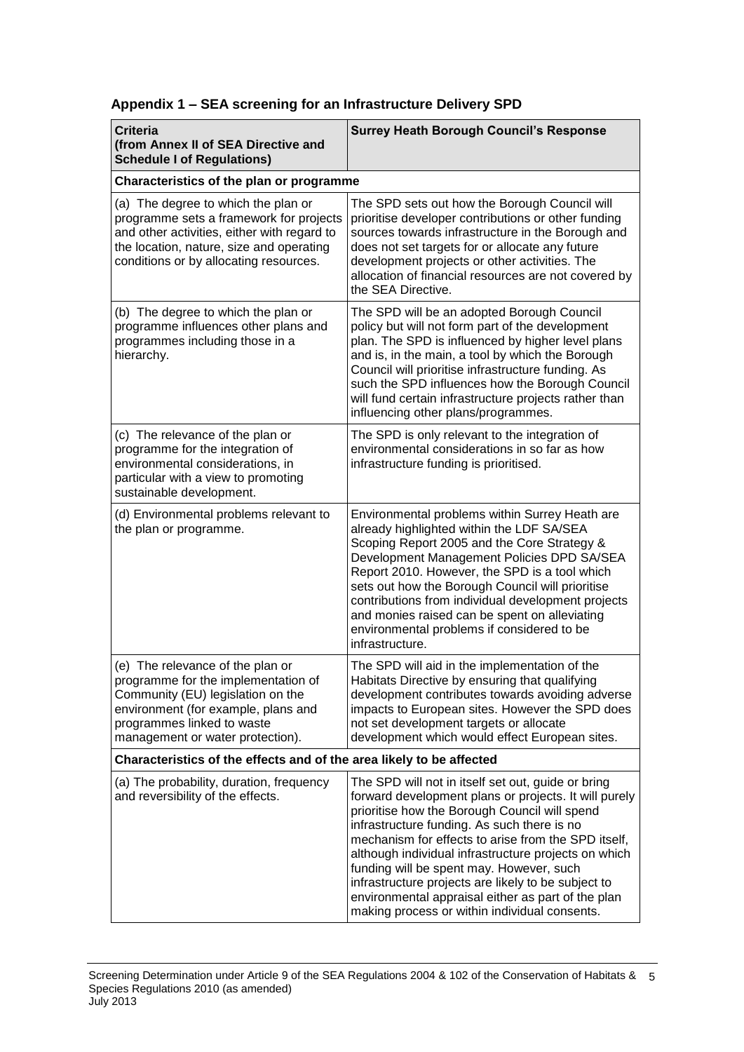## Appendix 1 – SEA screening for an Infrastructure Delivery SPD

| **Criteria (from Annex II of SEA Directive and Schedule I of Regulations)** | **Surrey Heath Borough Council's Response** |
|---|---|
| **Characteristics of the plan or programme** | |
| (a) The degree to which the plan or programme sets a framework for projects and other activities, either with regard to the location, nature, size and operating conditions or by allocating resources. | The SPD sets out how the Borough Council will prioritise developer contributions or other funding sources towards infrastructure in the Borough and does not set targets for or allocate any future development projects or other activities. The allocation of financial resources are not covered by the SEA Directive. |
| (b) The degree to which the plan or programme influences other plans and programmes including those in a hierarchy. | The SPD will be an adopted Borough Council policy but will not form part of the development plan. The SPD is influenced by higher level plans and is, in the main, a tool by which the Borough Council will prioritise infrastructure funding. As such the SPD influences how the Borough Council will fund certain infrastructure projects rather than influencing other plans/programmes. |
| (c) The relevance of the plan or programme for the integration of environmental considerations, in particular with a view to promoting sustainable development. | The SPD is only relevant to the integration of environmental considerations in so far as how infrastructure funding is prioritised. |
| (d) Environmental problems relevant to the plan or programme. | Environmental problems within Surrey Heath are already highlighted within the LDF SA/SEA Scoping Report 2005 and the Core Strategy & Development Management Policies DPD SA/SEA Report 2010. However, the SPD is a tool which sets out how the Borough Council will prioritise contributions from individual development projects and monies raised can be spent on alleviating environmental problems if considered to be infrastructure. |
| (e) The relevance of the plan or programme for the implementation of Community (EU) legislation on the environment (for example, plans and programmes linked to waste management or water protection). | The SPD will aid in the implementation of the Habitats Directive by ensuring that qualifying development contributes towards avoiding adverse impacts to European sites. However the SPD does not set development targets or allocate development which would effect European sites. |
| **Characteristics of the effects and of the area likely to be affected** | |
| (a) The probability, duration, frequency and reversibility of the effects. | The SPD will not in itself set out, guide or bring forward development plans or projects. It will purely prioritise how the Borough Council will spend infrastructure funding. As such there is no mechanism for effects to arise from the SPD itself, although individual infrastructure projects on which funding will be spent may. However, such infrastructure projects are likely to be subject to environmental appraisal either as part of the plan making process or within individual consents. |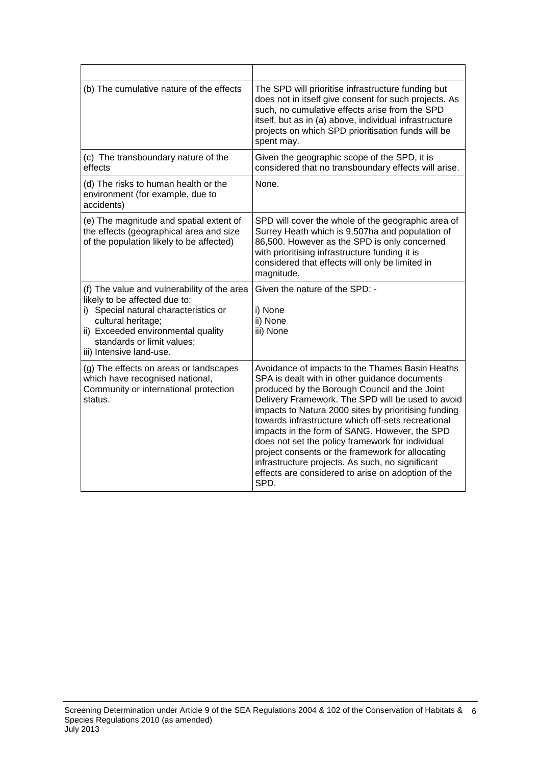| | |
|---|---|
| (b) The cumulative nature of the effects | The SPD will prioritise infrastructure funding but does not in itself give consent for such projects. As such, no cumulative effects arise from the SPD itself, but as in (a) above, individual infrastructure projects on which SPD prioritisation funds will be spent may. |
| (c) The transboundary nature of the effects | Given the geographic scope of the SPD, it is considered that no transboundary effects will arise. |
| (d) The risks to human health or the environment (for example, due to accidents) | None. |
| (e) The magnitude and spatial extent of the effects (geographical area and size of the population likely to be affected) | SPD will cover the whole of the geographic area of Surrey Heath which is 9,507ha and population of 86,500. However as the SPD is only concerned with prioritising infrastructure funding it is considered that effects will only be limited in magnitude. |
| (f) The value and vulnerability of the area likely to be affected due to:<br>i) Special natural characteristics or cultural heritage;<br>ii) Exceeded environmental quality standards or limit values;<br>iii) Intensive land-use. | Given the nature of the SPD: -<br><br>i) None<br>ii) None<br>iii) None |
| (g) The effects on areas or landscapes which have recognised national, Community or international protection status. | Avoidance of impacts to the Thames Basin Heaths SPA is dealt with in other guidance documents produced by the Borough Council and the Joint Delivery Framework. The SPD will be used to avoid impacts to Natura 2000 sites by prioritising funding towards infrastructure which off-sets recreational impacts in the form of SANG. However, the SPD does not set the policy framework for individual project consents or the framework for allocating infrastructure projects. As such, no significant effects are considered to arise on adoption of the SPD. |